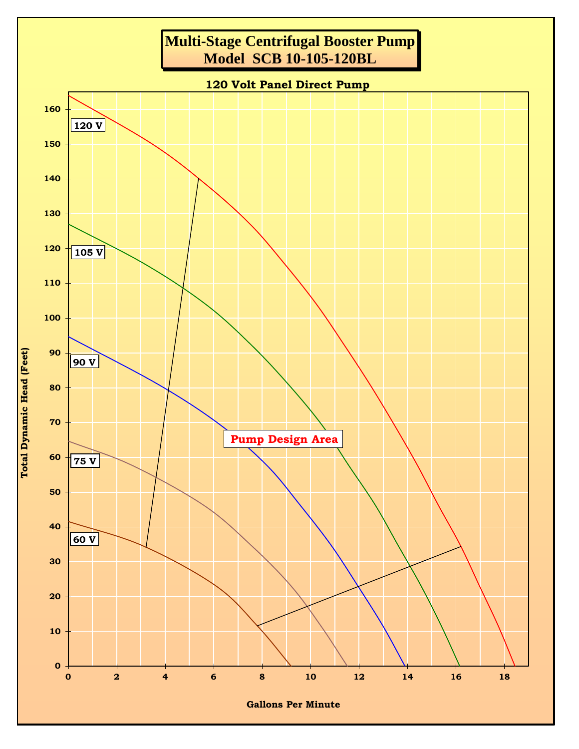# Multi-Stage Centrifugal Booster Pump
# Model SCB 10-105-120BL

**120 Volt Panel Direct Pump**

Total Dynamic Head (Feet)

120 V

105 V

90 V

75 V

60 V

Pump Design Area

Gallons Per Minute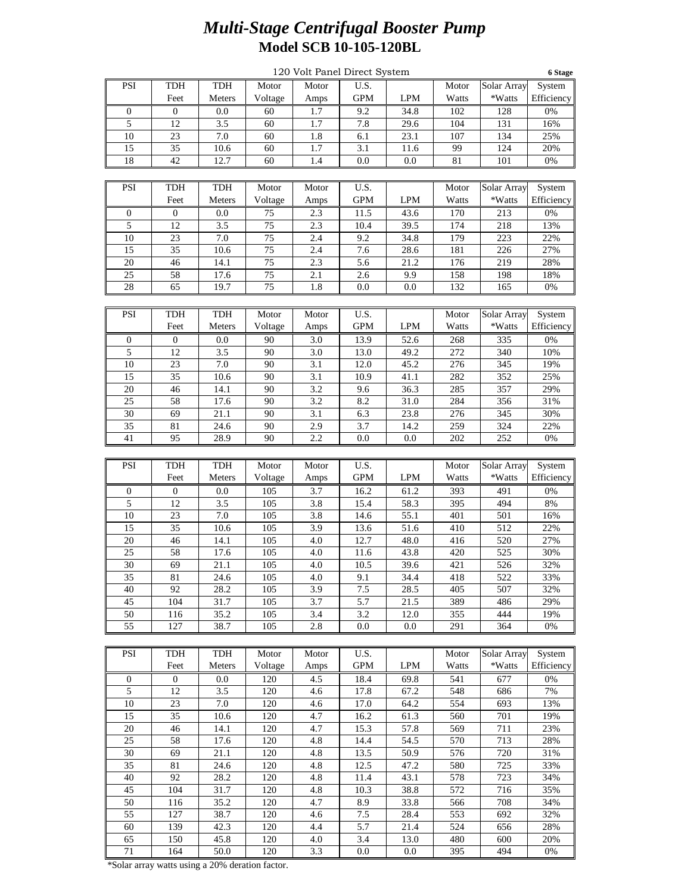# *Multi-Stage Centrifugal Booster Pump*

## Model SCB 10-105-120BL

120 Volt Panel Direct System **6 Stage**

| PSI | TDH Feet | TDH Meters | Motor Voltage | Motor Amps | U.S. GPM | LPM | Motor Watts | Solar Array *Watts | System Efficiency |
|---|---|---|---|---|---|---|---|---|---|
| 0 | 0 | 0.0 | 60 | 1.7 | 9.2 | 34.8 | 102 | 128 | 0% |
| 5 | 12 | 3.5 | 60 | 1.7 | 7.8 | 29.6 | 104 | 131 | 16% |
| 10 | 23 | 7.0 | 60 | 1.8 | 6.1 | 23.1 | 107 | 134 | 25% |
| 15 | 35 | 10.6 | 60 | 1.7 | 3.1 | 11.6 | 99 | 124 | 20% |
| 18 | 42 | 12.7 | 60 | 1.4 | 0.0 | 0.0 | 81 | 101 | 0% |

| PSI | TDH Feet | TDH Meters | Motor Voltage | Motor Amps | U.S. GPM | LPM | Motor Watts | Solar Array *Watts | System Efficiency |
|---|---|---|---|---|---|---|---|---|---|
| 0 | 0 | 0.0 | 75 | 2.3 | 11.5 | 43.6 | 170 | 213 | 0% |
| 5 | 12 | 3.5 | 75 | 2.3 | 10.4 | 39.5 | 174 | 218 | 13% |
| 10 | 23 | 7.0 | 75 | 2.4 | 9.2 | 34.8 | 179 | 223 | 22% |
| 15 | 35 | 10.6 | 75 | 2.4 | 7.6 | 28.6 | 181 | 226 | 27% |
| 20 | 46 | 14.1 | 75 | 2.3 | 5.6 | 21.2 | 176 | 219 | 28% |
| 25 | 58 | 17.6 | 75 | 2.1 | 2.6 | 9.9 | 158 | 198 | 18% |
| 28 | 65 | 19.7 | 75 | 1.8 | 0.0 | 0.0 | 132 | 165 | 0% |

| PSI | TDH Feet | TDH Meters | Motor Voltage | Motor Amps | U.S. GPM | LPM | Motor Watts | Solar Array *Watts | System Efficiency |
|---|---|---|---|---|---|---|---|---|---|
| 0 | 0 | 0.0 | 90 | 3.0 | 13.9 | 52.6 | 268 | 335 | 0% |
| 5 | 12 | 3.5 | 90 | 3.0 | 13.0 | 49.2 | 272 | 340 | 10% |
| 10 | 23 | 7.0 | 90 | 3.1 | 12.0 | 45.2 | 276 | 345 | 19% |
| 15 | 35 | 10.6 | 90 | 3.1 | 10.9 | 41.1 | 282 | 352 | 25% |
| 20 | 46 | 14.1 | 90 | 3.2 | 9.6 | 36.3 | 285 | 357 | 29% |
| 25 | 58 | 17.6 | 90 | 3.2 | 8.2 | 31.0 | 284 | 356 | 31% |
| 30 | 69 | 21.1 | 90 | 3.1 | 6.3 | 23.8 | 276 | 345 | 30% |
| 35 | 81 | 24.6 | 90 | 2.9 | 3.7 | 14.2 | 259 | 324 | 22% |
| 41 | 95 | 28.9 | 90 | 2.2 | 0.0 | 0.0 | 202 | 252 | 0% |

| PSI | TDH Feet | TDH Meters | Motor Voltage | Motor Amps | U.S. GPM | LPM | Motor Watts | Solar Array *Watts | System Efficiency |
|---|---|---|---|---|---|---|---|---|---|
| 0 | 0 | 0.0 | 105 | 3.7 | 16.2 | 61.2 | 393 | 491 | 0% |
| 5 | 12 | 3.5 | 105 | 3.8 | 15.4 | 58.3 | 395 | 494 | 8% |
| 10 | 23 | 7.0 | 105 | 3.8 | 14.6 | 55.1 | 401 | 501 | 16% |
| 15 | 35 | 10.6 | 105 | 3.9 | 13.6 | 51.6 | 410 | 512 | 22% |
| 20 | 46 | 14.1 | 105 | 4.0 | 12.7 | 48.0 | 416 | 520 | 27% |
| 25 | 58 | 17.6 | 105 | 4.0 | 11.6 | 43.8 | 420 | 525 | 30% |
| 30 | 69 | 21.1 | 105 | 4.0 | 10.5 | 39.6 | 421 | 526 | 32% |
| 35 | 81 | 24.6 | 105 | 4.0 | 9.1 | 34.4 | 418 | 522 | 33% |
| 40 | 92 | 28.2 | 105 | 3.9 | 7.5 | 28.5 | 405 | 507 | 32% |
| 45 | 104 | 31.7 | 105 | 3.7 | 5.7 | 21.5 | 389 | 486 | 29% |
| 50 | 116 | 35.2 | 105 | 3.4 | 3.2 | 12.0 | 355 | 444 | 19% |
| 55 | 127 | 38.7 | 105 | 2.8 | 0.0 | 0.0 | 291 | 364 | 0% |

| PSI | TDH Feet | TDH Meters | Motor Voltage | Motor Amps | U.S. GPM | LPM | Motor Watts | Solar Array *Watts | System Efficiency |
|---|---|---|---|---|---|---|---|---|---|
| 0 | 0 | 0.0 | 120 | 4.5 | 18.4 | 69.8 | 541 | 677 | 0% |
| 5 | 12 | 3.5 | 120 | 4.6 | 17.8 | 67.2 | 548 | 686 | 7% |
| 10 | 23 | 7.0 | 120 | 4.6 | 17.0 | 64.2 | 554 | 693 | 13% |
| 15 | 35 | 10.6 | 120 | 4.7 | 16.2 | 61.3 | 560 | 701 | 19% |
| 20 | 46 | 14.1 | 120 | 4.7 | 15.3 | 57.8 | 569 | 711 | 23% |
| 25 | 58 | 17.6 | 120 | 4.8 | 14.4 | 54.5 | 570 | 713 | 28% |
| 30 | 69 | 21.1 | 120 | 4.8 | 13.5 | 50.9 | 576 | 720 | 31% |
| 35 | 81 | 24.6 | 120 | 4.8 | 12.5 | 47.2 | 580 | 725 | 33% |
| 40 | 92 | 28.2 | 120 | 4.8 | 11.4 | 43.1 | 578 | 723 | 34% |
| 45 | 104 | 31.7 | 120 | 4.8 | 10.3 | 38.8 | 572 | 716 | 35% |
| 50 | 116 | 35.2 | 120 | 4.7 | 8.9 | 33.8 | 566 | 708 | 34% |
| 55 | 127 | 38.7 | 120 | 4.6 | 7.5 | 28.4 | 553 | 692 | 32% |
| 60 | 139 | 42.3 | 120 | 4.4 | 5.7 | 21.4 | 524 | 656 | 28% |
| 65 | 150 | 45.8 | 120 | 4.0 | 3.4 | 13.0 | 480 | 600 | 20% |
| 71 | 164 | 50.0 | 120 | 3.3 | 0.0 | 0.0 | 395 | 494 | 0% |

*Solar array watts using a 20% deration factor.